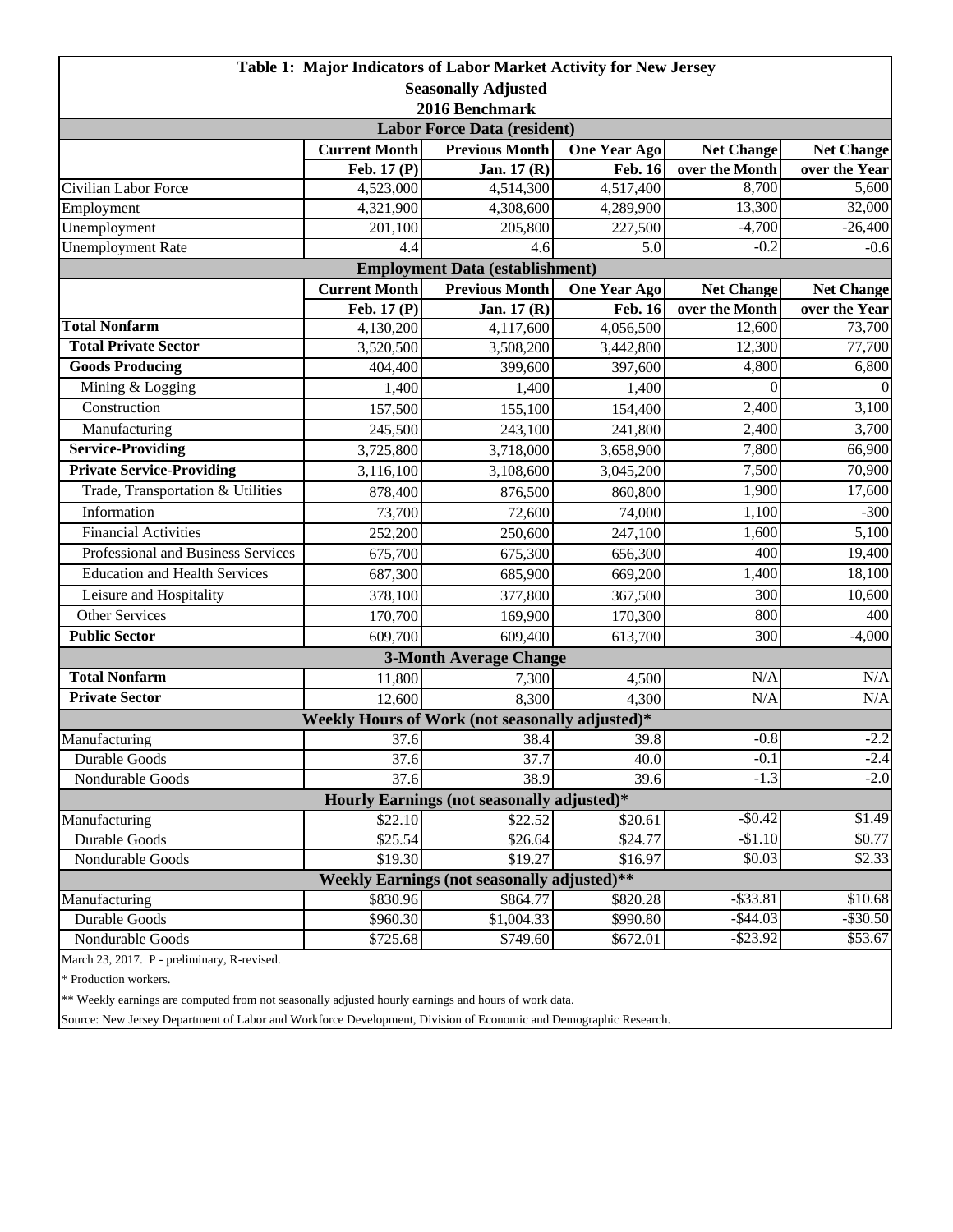**Table 1: Major Indicators of Labor Market Activity for New Jersey**
**Seasonally Adjusted**
**2016 Benchmark**

| | Current Month | Previous Month | One Year Ago | Net Change | Net Change |
|---|---|---|---|---|---|
| **Labor Force Data (resident)** | | | | | |
| | Feb. 17 (P) | Jan. 17 (R) | Feb. 16 | over the Month | over the Year |
| Civilian Labor Force | 4,523,000 | 4,514,300 | 4,517,400 | 8,700 | 5,600 |
| Employment | 4,321,900 | 4,308,600 | 4,289,900 | 13,300 | 32,000 |
| Unemployment | 201,100 | 205,800 | 227,500 | -4,700 | -26,400 |
| Unemployment Rate | 4.4 | 4.6 | 5.0 | -0.2 | -0.6 |
| **Employment Data (establishment)** | | | | | |
| | **Current Month** | **Previous Month** | **One Year Ago** | **Net Change** | **Net Change** |
| | Feb. 17 (P) | Jan. 17 (R) | Feb. 16 | over the Month | over the Year |
| **Total Nonfarm** | 4,130,200 | 4,117,600 | 4,056,500 | 12,600 | 73,700 |
| **Total Private Sector** | 3,520,500 | 3,508,200 | 3,442,800 | 12,300 | 77,700 |
| **Goods Producing** | 404,400 | 399,600 | 397,600 | 4,800 | 6,800 |
| Mining & Logging | 1,400 | 1,400 | 1,400 | 0 | 0 |
| Construction | 157,500 | 155,100 | 154,400 | 2,400 | 3,100 |
| Manufacturing | 245,500 | 243,100 | 241,800 | 2,400 | 3,700 |
| **Service-Providing** | 3,725,800 | 3,718,000 | 3,658,900 | 7,800 | 66,900 |
| **Private Service-Providing** | 3,116,100 | 3,108,600 | 3,045,200 | 7,500 | 70,900 |
| Trade, Transportation & Utilities | 878,400 | 876,500 | 860,800 | 1,900 | 17,600 |
| Information | 73,700 | 72,600 | 74,000 | 1,100 | -300 |
| Financial Activities | 252,200 | 250,600 | 247,100 | 1,600 | 5,100 |
| Professional and Business Services | 675,700 | 675,300 | 656,300 | 400 | 19,400 |
| Education and Health Services | 687,300 | 685,900 | 669,200 | 1,400 | 18,100 |
| Leisure and Hospitality | 378,100 | 377,800 | 367,500 | 300 | 10,600 |
| Other Services | 170,700 | 169,900 | 170,300 | 800 | 400 |
| **Public Sector** | 609,700 | 609,400 | 613,700 | 300 | -4,000 |
| **3-Month Average Change** | | | | | |
| **Total Nonfarm** | 11,800 | 7,300 | 4,500 | N/A | N/A |
| **Private Sector** | 12,600 | 8,300 | 4,300 | N/A | N/A |
| **Weekly Hours of Work (not seasonally adjusted)*** | | | | | |
| Manufacturing | 37.6 | 38.4 | 39.8 | -0.8 | -2.2 |
| Durable Goods | 37.6 | 37.7 | 40.0 | -0.1 | -2.4 |
| Nondurable Goods | 37.6 | 38.9 | 39.6 | -1.3 | -2.0 |
| **Hourly Earnings (not seasonally adjusted)*** | | | | | |
| Manufacturing | $22.10 | $22.52 | $20.61 | -$0.42 | $1.49 |
| Durable Goods | $25.54 | $26.64 | $24.77 | -$1.10 | $0.77 |
| Nondurable Goods | $19.30 | $19.27 | $16.97 | $0.03 | $2.33 |
| **Weekly Earnings (not seasonally adjusted)**** | | | | | |
| Manufacturing | $830.96 | $864.77 | $820.28 | -$33.81 | $10.68 |
| Durable Goods | $960.30 | $1,004.33 | $990.80 | -$44.03 | -$30.50 |
| Nondurable Goods | $725.68 | $749.60 | $672.01 | -$23.92 | $53.67 |

March 23, 2017. P - preliminary, R-revised.

* Production workers.

** Weekly earnings are computed from not seasonally adjusted hourly earnings and hours of work data.

Source: New Jersey Department of Labor and Workforce Development, Division of Economic and Demographic Research.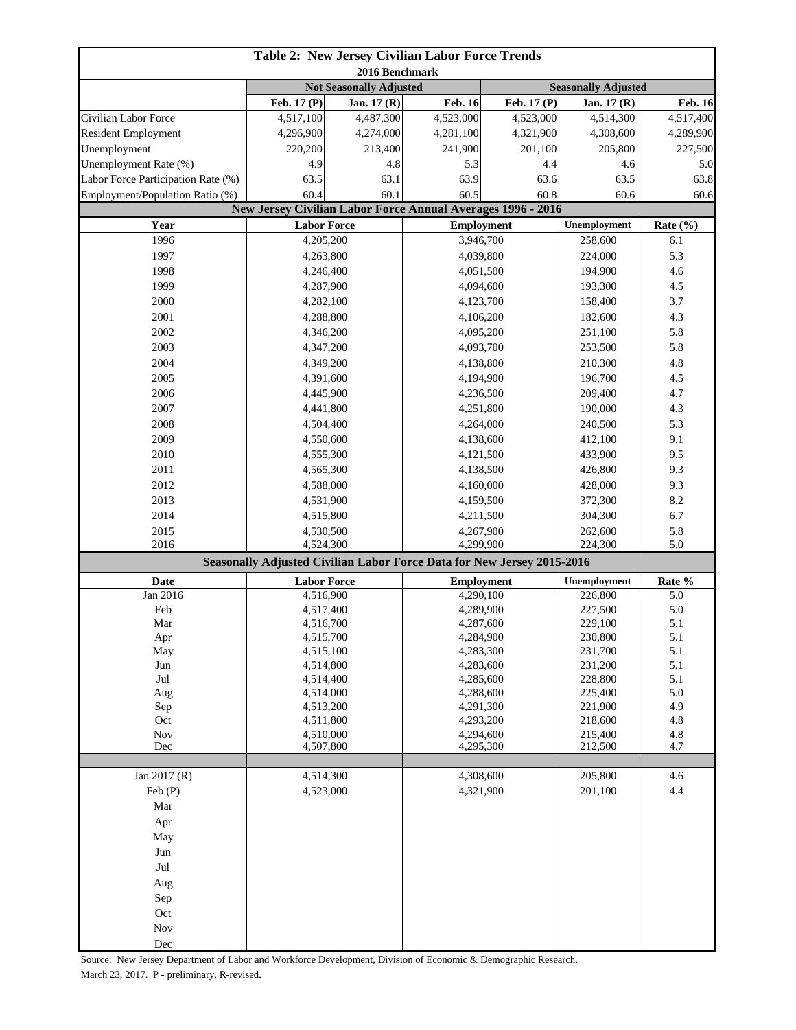## Table 2: New Jersey Civilian Labor Force Trends

2016 Benchmark

| | Not Seasonally Adjusted | | | Seasonally Adjusted | | |
|---|---|---|---|---|---|---|
| | Feb. 17 (P) | Jan. 17 (R) | Feb. 16 | Feb. 17 (P) | Jan. 17 (R) | Feb. 16 |
| Civilian Labor Force | 4,517,100 | 4,487,300 | 4,523,000 | 4,523,000 | 4,514,300 | 4,517,400 |
| Resident Employment | 4,296,900 | 4,274,000 | 4,281,100 | 4,321,900 | 4,308,600 | 4,289,900 |
| Unemployment | 220,200 | 213,400 | 241,900 | 201,100 | 205,800 | 227,500 |
| Unemployment Rate (%) | 4.9 | 4.8 | 5.3 | 4.4 | 4.6 | 5.0 |
| Labor Force Participation Rate (%) | 63.5 | 63.1 | 63.9 | 63.6 | 63.5 | 63.8 |
| Employment/Population Ratio (%) | 60.4 | 60.1 | 60.5 | 60.8 | 60.6 | 60.6 |

### New Jersey Civilian Labor Force Annual Averages 1996 - 2016

| Year | Labor Force | Employment | Unemployment | Rate (%) |
|---|---|---|---|---|
| 1996 | 4,205,200 | 3,946,700 | 258,600 | 6.1 |
| 1997 | 4,263,800 | 4,039,800 | 224,000 | 5.3 |
| 1998 | 4,246,400 | 4,051,500 | 194,900 | 4.6 |
| 1999 | 4,287,900 | 4,094,600 | 193,300 | 4.5 |
| 2000 | 4,282,100 | 4,123,700 | 158,400 | 3.7 |
| 2001 | 4,288,800 | 4,106,200 | 182,600 | 4.3 |
| 2002 | 4,346,200 | 4,095,200 | 251,100 | 5.8 |
| 2003 | 4,347,200 | 4,093,700 | 253,500 | 5.8 |
| 2004 | 4,349,200 | 4,138,800 | 210,300 | 4.8 |
| 2005 | 4,391,600 | 4,194,900 | 196,700 | 4.5 |
| 2006 | 4,445,900 | 4,236,500 | 209,400 | 4.7 |
| 2007 | 4,441,800 | 4,251,800 | 190,000 | 4.3 |
| 2008 | 4,504,400 | 4,264,000 | 240,500 | 5.3 |
| 2009 | 4,550,600 | 4,138,600 | 412,100 | 9.1 |
| 2010 | 4,555,300 | 4,121,500 | 433,900 | 9.5 |
| 2011 | 4,565,300 | 4,138,500 | 426,800 | 9.3 |
| 2012 | 4,588,000 | 4,160,000 | 428,000 | 9.3 |
| 2013 | 4,531,900 | 4,159,500 | 372,300 | 8.2 |
| 2014 | 4,515,800 | 4,211,500 | 304,300 | 6.7 |
| 2015 | 4,530,500 | 4,267,900 | 262,600 | 5.8 |
| 2016 | 4,524,300 | 4,299,900 | 224,300 | 5.0 |

### Seasonally Adjusted Civilian Labor Force Data for New Jersey 2015-2016

| Date | Labor Force | Employment | Unemployment | Rate % |
|---|---|---|---|---|
| Jan 2016 | 4,516,900 | 4,290,100 | 226,800 | 5.0 |
| Feb | 4,517,400 | 4,289,900 | 227,500 | 5.0 |
| Mar | 4,516,700 | 4,287,600 | 229,100 | 5.1 |
| Apr | 4,515,700 | 4,284,900 | 230,800 | 5.1 |
| May | 4,515,100 | 4,283,300 | 231,700 | 5.1 |
| Jun | 4,514,800 | 4,283,600 | 231,200 | 5.1 |
| Jul | 4,514,400 | 4,285,600 | 228,800 | 5.1 |
| Aug | 4,514,000 | 4,288,600 | 225,400 | 5.0 |
| Sep | 4,513,200 | 4,291,300 | 221,900 | 4.9 |
| Oct | 4,511,800 | 4,293,200 | 218,600 | 4.8 |
| Nov | 4,510,000 | 4,294,600 | 215,400 | 4.8 |
| Dec | 4,507,800 | 4,295,300 | 212,500 | 4.7 |
| | | | | |
| Jan 2017 (R) | 4,514,300 | 4,308,600 | 205,800 | 4.6 |
| Feb (P) | 4,523,000 | 4,321,900 | 201,100 | 4.4 |
| Mar | | | | |
| Apr | | | | |
| May | | | | |
| Jun | | | | |
| Jul | | | | |
| Aug | | | | |
| Sep | | | | |
| Oct | | | | |
| Nov | | | | |
| Dec | | | | |

Source: New Jersey Department of Labor and Workforce Development, Division of Economic & Demographic Research.

March 23, 2017. P - preliminary, R-revised.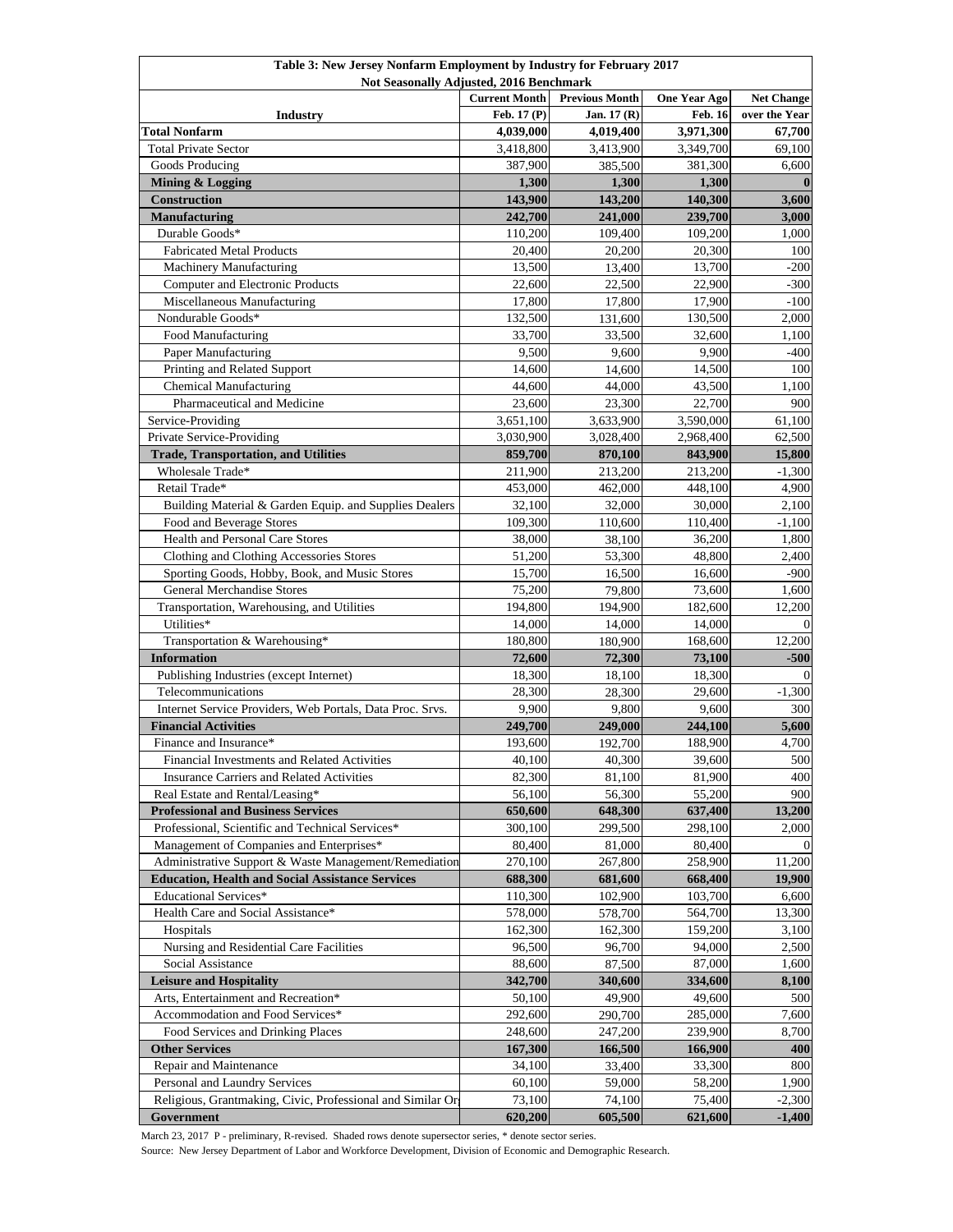| Table 3: New Jersey Nonfarm Employment by Industry for February 2017<br>Not Seasonally Adjusted, 2016 Benchmark | | | | |
|---|---|---|---|---|
| | Current Month | Previous Month | One Year Ago | Net Change |
| **Industry** | **Feb. 17 (P)** | **Jan. 17 (R)** | **Feb. 16** | **over the Year** |
| **Total Nonfarm** | **4,039,000** | **4,019,400** | **3,971,300** | **67,700** |
| Total Private Sector | 3,418,800 | 3,413,900 | 3,349,700 | 69,100 |
| Goods Producing | 387,900 | 385,500 | 381,300 | 6,600 |
| **Mining & Logging** | **1,300** | **1,300** | **1,300** | **0** |
| **Construction** | **143,900** | **143,200** | **140,300** | **3,600** |
| **Manufacturing** | **242,700** | **241,000** | **239,700** | **3,000** |
| Durable Goods* | 110,200 | 109,400 | 109,200 | 1,000 |
| Fabricated Metal Products | 20,400 | 20,200 | 20,300 | 100 |
| Machinery Manufacturing | 13,500 | 13,400 | 13,700 | -200 |
| Computer and Electronic Products | 22,600 | 22,500 | 22,900 | -300 |
| Miscellaneous Manufacturing | 17,800 | 17,800 | 17,900 | -100 |
| Nondurable Goods* | 132,500 | 131,600 | 130,500 | 2,000 |
| Food Manufacturing | 33,700 | 33,500 | 32,600 | 1,100 |
| Paper Manufacturing | 9,500 | 9,600 | 9,900 | -400 |
| Printing and Related Support | 14,600 | 14,600 | 14,500 | 100 |
| Chemical Manufacturing | 44,600 | 44,000 | 43,500 | 1,100 |
| Pharmaceutical and Medicine | 23,600 | 23,300 | 22,700 | 900 |
| Service-Providing | 3,651,100 | 3,633,900 | 3,590,000 | 61,100 |
| Private Service-Providing | 3,030,900 | 3,028,400 | 2,968,400 | 62,500 |
| **Trade, Transportation, and Utilities** | **859,700** | **870,100** | **843,900** | **15,800** |
| Wholesale Trade* | 211,900 | 213,200 | 213,200 | -1,300 |
| Retail Trade* | 453,000 | 462,000 | 448,100 | 4,900 |
| Building Material & Garden Equip. and Supplies Dealers | 32,100 | 32,000 | 30,000 | 2,100 |
| Food and Beverage Stores | 109,300 | 110,600 | 110,400 | -1,100 |
| Health and Personal Care Stores | 38,000 | 38,100 | 36,200 | 1,800 |
| Clothing and Clothing Accessories Stores | 51,200 | 53,300 | 48,800 | 2,400 |
| Sporting Goods, Hobby, Book, and Music Stores | 15,700 | 16,500 | 16,600 | -900 |
| General Merchandise Stores | 75,200 | 79,800 | 73,600 | 1,600 |
| Transportation, Warehousing, and Utilities | 194,800 | 194,900 | 182,600 | 12,200 |
| Utilities* | 14,000 | 14,000 | 14,000 | 0 |
| Transportation & Warehousing* | 180,800 | 180,900 | 168,600 | 12,200 |
| **Information** | **72,600** | **72,300** | **73,100** | **-500** |
| Publishing Industries (except Internet) | 18,300 | 18,100 | 18,300 | 0 |
| Telecommunications | 28,300 | 28,300 | 29,600 | -1,300 |
| Internet Service Providers, Web Portals, Data Proc. Srvs. | 9,900 | 9,800 | 9,600 | 300 |
| **Financial Activities** | **249,700** | **249,000** | **244,100** | **5,600** |
| Finance and Insurance* | 193,600 | 192,700 | 188,900 | 4,700 |
| Financial Investments and Related Activities | 40,100 | 40,300 | 39,600 | 500 |
| Insurance Carriers and Related Activities | 82,300 | 81,100 | 81,900 | 400 |
| Real Estate and Rental/Leasing* | 56,100 | 56,300 | 55,200 | 900 |
| **Professional and Business Services** | **650,600** | **648,300** | **637,400** | **13,200** |
| Professional, Scientific and Technical Services* | 300,100 | 299,500 | 298,100 | 2,000 |
| Management of Companies and Enterprises* | 80,400 | 81,000 | 80,400 | 0 |
| Administrative Support & Waste Management/Remediation | 270,100 | 267,800 | 258,900 | 11,200 |
| **Education, Health and Social Assistance Services** | **688,300** | **681,600** | **668,400** | **19,900** |
| Educational Services* | 110,300 | 102,900 | 103,700 | 6,600 |
| Health Care and Social Assistance* | 578,000 | 578,700 | 564,700 | 13,300 |
| Hospitals | 162,300 | 162,300 | 159,200 | 3,100 |
| Nursing and Residential Care Facilities | 96,500 | 96,700 | 94,000 | 2,500 |
| Social Assistance | 88,600 | 87,500 | 87,000 | 1,600 |
| **Leisure and Hospitality** | **342,700** | **340,600** | **334,600** | **8,100** |
| Arts, Entertainment and Recreation* | 50,100 | 49,900 | 49,600 | 500 |
| Accommodation and Food Services* | 292,600 | 290,700 | 285,000 | 7,600 |
| Food Services and Drinking Places | 248,600 | 247,200 | 239,900 | 8,700 |
| **Other Services** | **167,300** | **166,500** | **166,900** | **400** |
| Repair and Maintenance | 34,100 | 33,400 | 33,300 | 800 |
| Personal and Laundry Services | 60,100 | 59,000 | 58,200 | 1,900 |
| Religious, Grantmaking, Civic, Professional and Similar Or | 73,100 | 74,100 | 75,400 | -2,300 |
| **Government** | **620,200** | **605,500** | **621,600** | **-1,400** |

March 23, 2017 P - preliminary, R-revised. Shaded rows denote supersector series, * denote sector series.

Source: New Jersey Department of Labor and Workforce Development, Division of Economic and Demographic Research.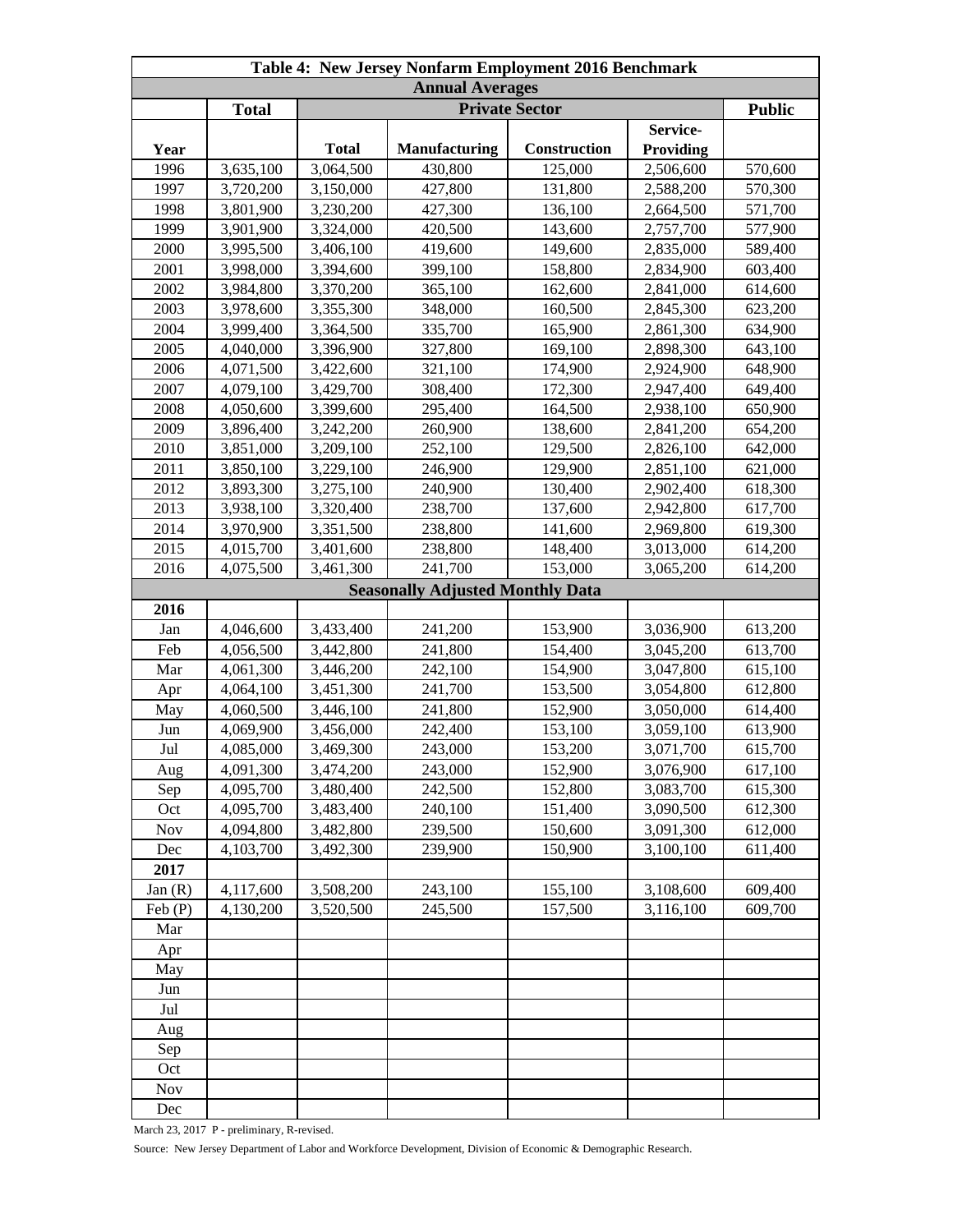| Table 4: New Jersey Nonfarm Employment 2016 Benchmark | | | | | | |
|---|---|---|---|---|---|---|
| **Annual Averages** | | | | | | |
| | **Total** | **Private Sector** | | | | **Public** |
| **Year** | | **Total** | **Manufacturing** | **Construction** | **Service-Providing** | |
| 1996 | 3,635,100 | 3,064,500 | 430,800 | 125,000 | 2,506,600 | 570,600 |
| 1997 | 3,720,200 | 3,150,000 | 427,800 | 131,800 | 2,588,200 | 570,300 |
| 1998 | 3,801,900 | 3,230,200 | 427,300 | 136,100 | 2,664,500 | 571,700 |
| 1999 | 3,901,900 | 3,324,000 | 420,500 | 143,600 | 2,757,700 | 577,900 |
| 2000 | 3,995,500 | 3,406,100 | 419,600 | 149,600 | 2,835,000 | 589,400 |
| 2001 | 3,998,000 | 3,394,600 | 399,100 | 158,800 | 2,834,900 | 603,400 |
| 2002 | 3,984,800 | 3,370,200 | 365,100 | 162,600 | 2,841,000 | 614,600 |
| 2003 | 3,978,600 | 3,355,300 | 348,000 | 160,500 | 2,845,300 | 623,200 |
| 2004 | 3,999,400 | 3,364,500 | 335,700 | 165,900 | 2,861,300 | 634,900 |
| 2005 | 4,040,000 | 3,396,900 | 327,800 | 169,100 | 2,898,300 | 643,100 |
| 2006 | 4,071,500 | 3,422,600 | 321,100 | 174,900 | 2,924,900 | 648,900 |
| 2007 | 4,079,100 | 3,429,700 | 308,400 | 172,300 | 2,947,400 | 649,400 |
| 2008 | 4,050,600 | 3,399,600 | 295,400 | 164,500 | 2,938,100 | 650,900 |
| 2009 | 3,896,400 | 3,242,200 | 260,900 | 138,600 | 2,841,200 | 654,200 |
| 2010 | 3,851,000 | 3,209,100 | 252,100 | 129,500 | 2,826,100 | 642,000 |
| 2011 | 3,850,100 | 3,229,100 | 246,900 | 129,900 | 2,851,100 | 621,000 |
| 2012 | 3,893,300 | 3,275,100 | 240,900 | 130,400 | 2,902,400 | 618,300 |
| 2013 | 3,938,100 | 3,320,400 | 238,700 | 137,600 | 2,942,800 | 617,700 |
| 2014 | 3,970,900 | 3,351,500 | 238,800 | 141,600 | 2,969,800 | 619,300 |
| 2015 | 4,015,700 | 3,401,600 | 238,800 | 148,400 | 3,013,000 | 614,200 |
| 2016 | 4,075,500 | 3,461,300 | 241,700 | 153,000 | 3,065,200 | 614,200 |
| **Seasonally Adjusted Monthly Data** | | | | | | |
| **2016** | | | | | | |
| Jan | 4,046,600 | 3,433,400 | 241,200 | 153,900 | 3,036,900 | 613,200 |
| Feb | 4,056,500 | 3,442,800 | 241,800 | 154,400 | 3,045,200 | 613,700 |
| Mar | 4,061,300 | 3,446,200 | 242,100 | 154,900 | 3,047,800 | 615,100 |
| Apr | 4,064,100 | 3,451,300 | 241,700 | 153,500 | 3,054,800 | 612,800 |
| May | 4,060,500 | 3,446,100 | 241,800 | 152,900 | 3,050,000 | 614,400 |
| Jun | 4,069,900 | 3,456,000 | 242,400 | 153,100 | 3,059,100 | 613,900 |
| Jul | 4,085,000 | 3,469,300 | 243,000 | 153,200 | 3,071,700 | 615,700 |
| Aug | 4,091,300 | 3,474,200 | 243,000 | 152,900 | 3,076,900 | 617,100 |
| Sep | 4,095,700 | 3,480,400 | 242,500 | 152,800 | 3,083,700 | 615,300 |
| Oct | 4,095,700 | 3,483,400 | 240,100 | 151,400 | 3,090,500 | 612,300 |
| Nov | 4,094,800 | 3,482,800 | 239,500 | 150,600 | 3,091,300 | 612,000 |
| Dec | 4,103,700 | 3,492,300 | 239,900 | 150,900 | 3,100,100 | 611,400 |
| **2017** | | | | | | |
| Jan (R) | 4,117,600 | 3,508,200 | 243,100 | 155,100 | 3,108,600 | 609,400 |
| Feb (P) | 4,130,200 | 3,520,500 | 245,500 | 157,500 | 3,116,100 | 609,700 |
| Mar | | | | | | |
| Apr | | | | | | |
| May | | | | | | |
| Jun | | | | | | |
| Jul | | | | | | |
| Aug | | | | | | |
| Sep | | | | | | |
| Oct | | | | | | |
| Nov | | | | | | |
| Dec | | | | | | |

March 23, 2017 P - preliminary, R-revised.

Source: New Jersey Department of Labor and Workforce Development, Division of Economic & Demographic Research.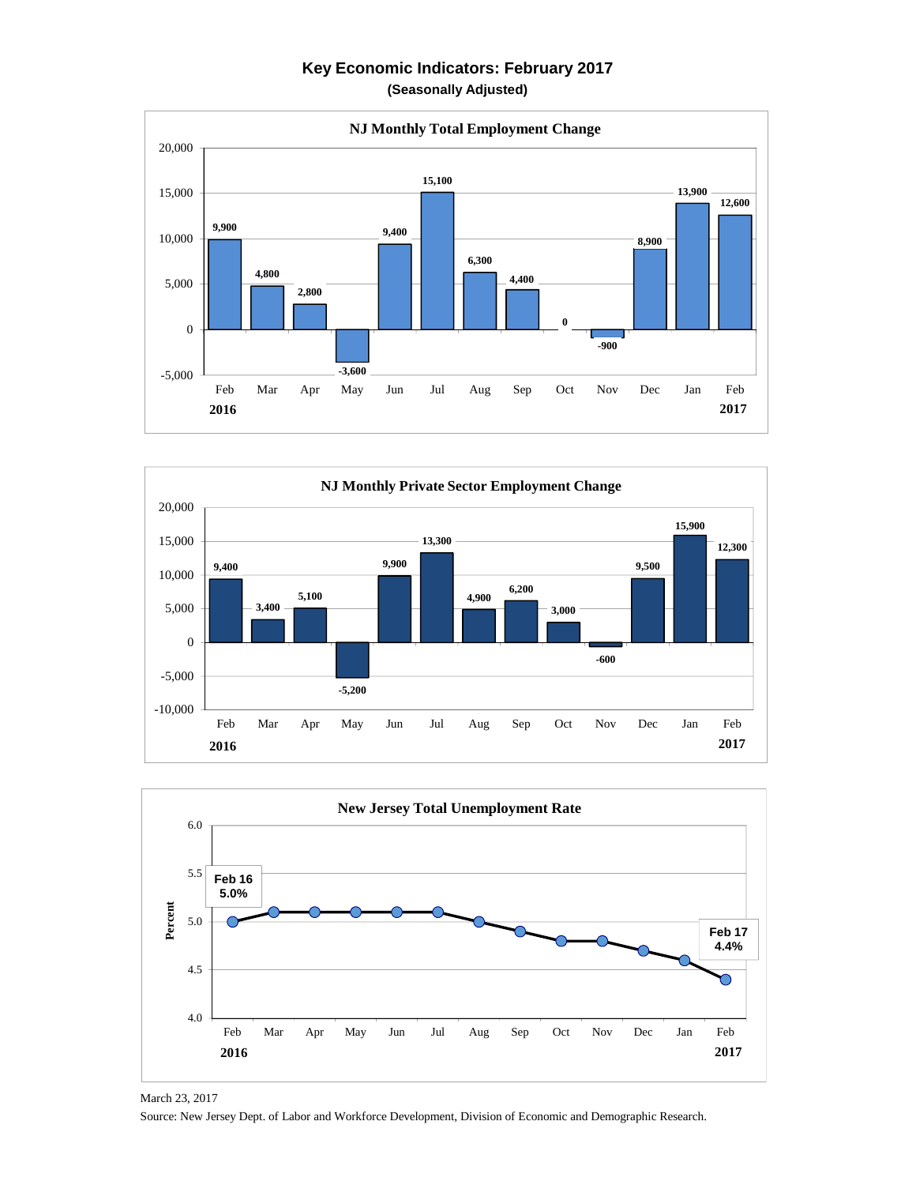# Key Economic Indicators: February 2017

**(Seasonally Adjusted)**

### NJ Monthly Total Employment Change

| Month | Change |
|---|---|
| Feb 2016 | 9,900 |
| Mar | 4,800 |
| Apr | 2,800 |
| May | -3,600 |
| Jun | 9,400 |
| Jul | 15,100 |
| Aug | 6,300 |
| Sep | 4,400 |
| Oct | 0 |
| Nov | -900 |
| Dec | 8,900 |
| Jan | 13,900 |
| Feb 2017 | 12,600 |

### NJ Monthly Private Sector Employment Change

| Month | Change |
|---|---|
| Feb 2016 | 9,400 |
| Mar | 3,400 |
| Apr | 5,100 |
| May | -5,200 |
| Jun | 9,900 |
| Jul | 13,300 |
| Aug | 4,900 |
| Sep | 6,200 |
| Oct | 3,000 |
| Nov | -600 |
| Dec | 9,500 |
| Jan | 15,900 |
| Feb 2017 | 12,300 |

### New Jersey Total Unemployment Rate

Feb 16: 5.0%

Feb 17: 4.4%

March 23, 2017

Source: New Jersey Dept. of Labor and Workforce Development, Division of Economic and Demographic Research.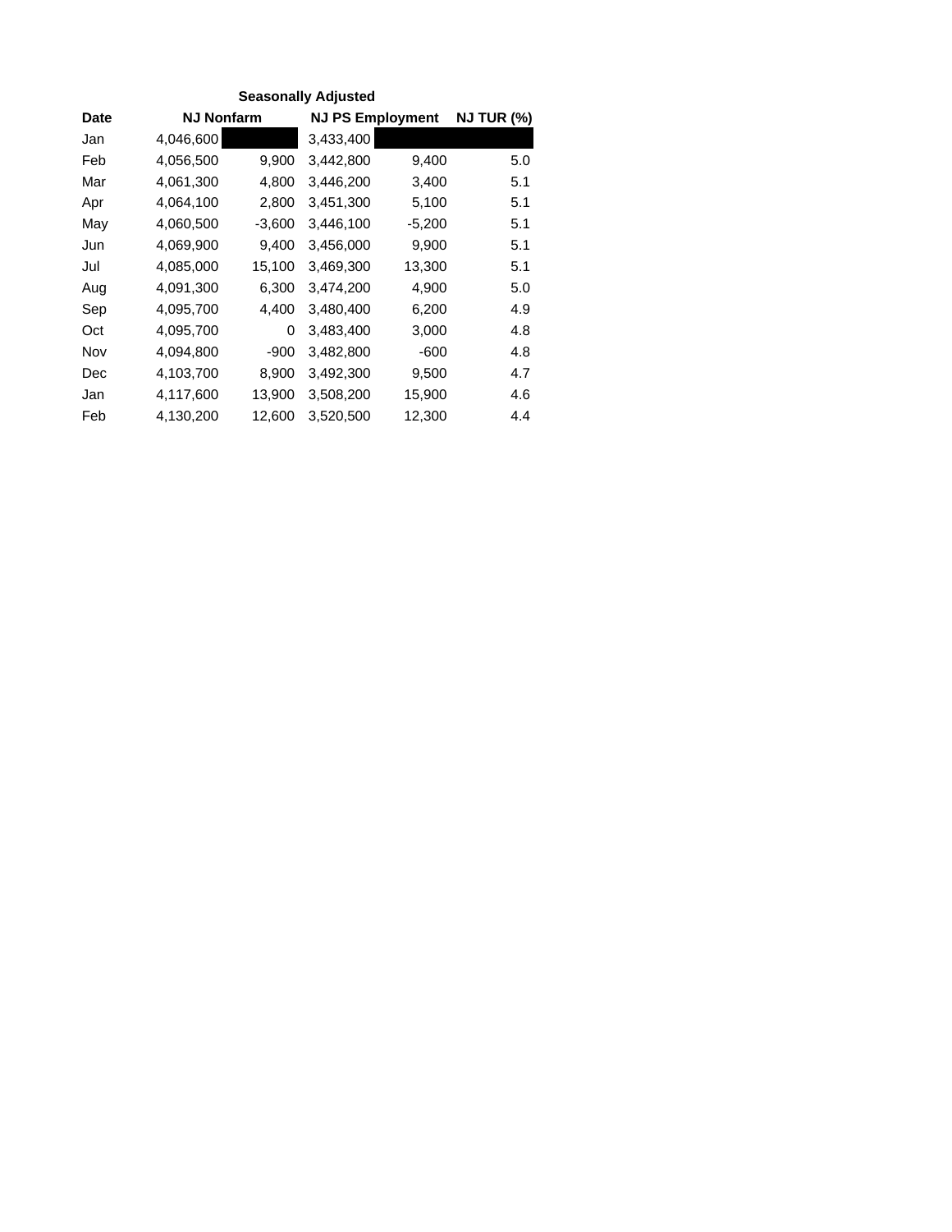| | Seasonally Adjusted | | | | |
|---|---|---|---|---|---|
| Date | NJ Nonfarm | | NJ PS Employment | | NJ TUR (%) |
| Jan | 4,046,600 | | 3,433,400 | | |
| Feb | 4,056,500 | 9,900 | 3,442,800 | 9,400 | 5.0 |
| Mar | 4,061,300 | 4,800 | 3,446,200 | 3,400 | 5.1 |
| Apr | 4,064,100 | 2,800 | 3,451,300 | 5,100 | 5.1 |
| May | 4,060,500 | -3,600 | 3,446,100 | -5,200 | 5.1 |
| Jun | 4,069,900 | 9,400 | 3,456,000 | 9,900 | 5.1 |
| Jul | 4,085,000 | 15,100 | 3,469,300 | 13,300 | 5.1 |
| Aug | 4,091,300 | 6,300 | 3,474,200 | 4,900 | 5.0 |
| Sep | 4,095,700 | 4,400 | 3,480,400 | 6,200 | 4.9 |
| Oct | 4,095,700 | 0 | 3,483,400 | 3,000 | 4.8 |
| Nov | 4,094,800 | -900 | 3,482,800 | -600 | 4.8 |
| Dec | 4,103,700 | 8,900 | 3,492,300 | 9,500 | 4.7 |
| Jan | 4,117,600 | 13,900 | 3,508,200 | 15,900 | 4.6 |
| Feb | 4,130,200 | 12,600 | 3,520,500 | 12,300 | 4.4 |